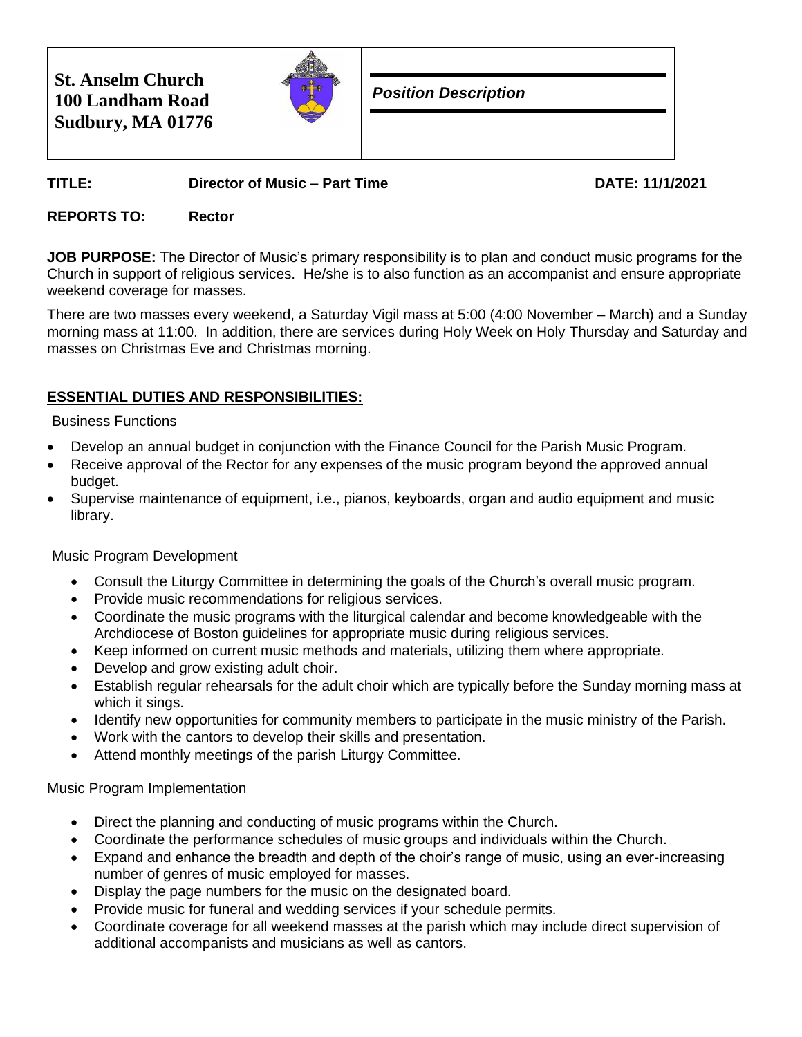**St. Anselm Church**
**100 Landham Road**
**Sudbury, MA 01776**

***Position Description***

**TITLE:** **Director of Music – Part Time** **DATE: 11/1/2021**

**REPORTS TO:** **Rector**

**JOB PURPOSE:** The Director of Music's primary responsibility is to plan and conduct music programs for the Church in support of religious services. He/she is to also function as an accompanist and ensure appropriate weekend coverage for masses.

There are two masses every weekend, a Saturday Vigil mass at 5:00 (4:00 November – March) and a Sunday morning mass at 11:00. In addition, there are services during Holy Week on Holy Thursday and Saturday and masses on Christmas Eve and Christmas morning.

## **ESSENTIAL DUTIES AND RESPONSIBILITIES:**

Business Functions

- Develop an annual budget in conjunction with the Finance Council for the Parish Music Program.
- Receive approval of the Rector for any expenses of the music program beyond the approved annual budget.
- Supervise maintenance of equipment, i.e., pianos, keyboards, organ and audio equipment and music library.

Music Program Development

- Consult the Liturgy Committee in determining the goals of the Church's overall music program.
- Provide music recommendations for religious services.
- Coordinate the music programs with the liturgical calendar and become knowledgeable with the Archdiocese of Boston guidelines for appropriate music during religious services.
- Keep informed on current music methods and materials, utilizing them where appropriate.
- Develop and grow existing adult choir.
- Establish regular rehearsals for the adult choir which are typically before the Sunday morning mass at which it sings.
- Identify new opportunities for community members to participate in the music ministry of the Parish.
- Work with the cantors to develop their skills and presentation.
- Attend monthly meetings of the parish Liturgy Committee.

Music Program Implementation

- Direct the planning and conducting of music programs within the Church.
- Coordinate the performance schedules of music groups and individuals within the Church.
- Expand and enhance the breadth and depth of the choir's range of music, using an ever-increasing number of genres of music employed for masses.
- Display the page numbers for the music on the designated board.
- Provide music for funeral and wedding services if your schedule permits.
- Coordinate coverage for all weekend masses at the parish which may include direct supervision of additional accompanists and musicians as well as cantors.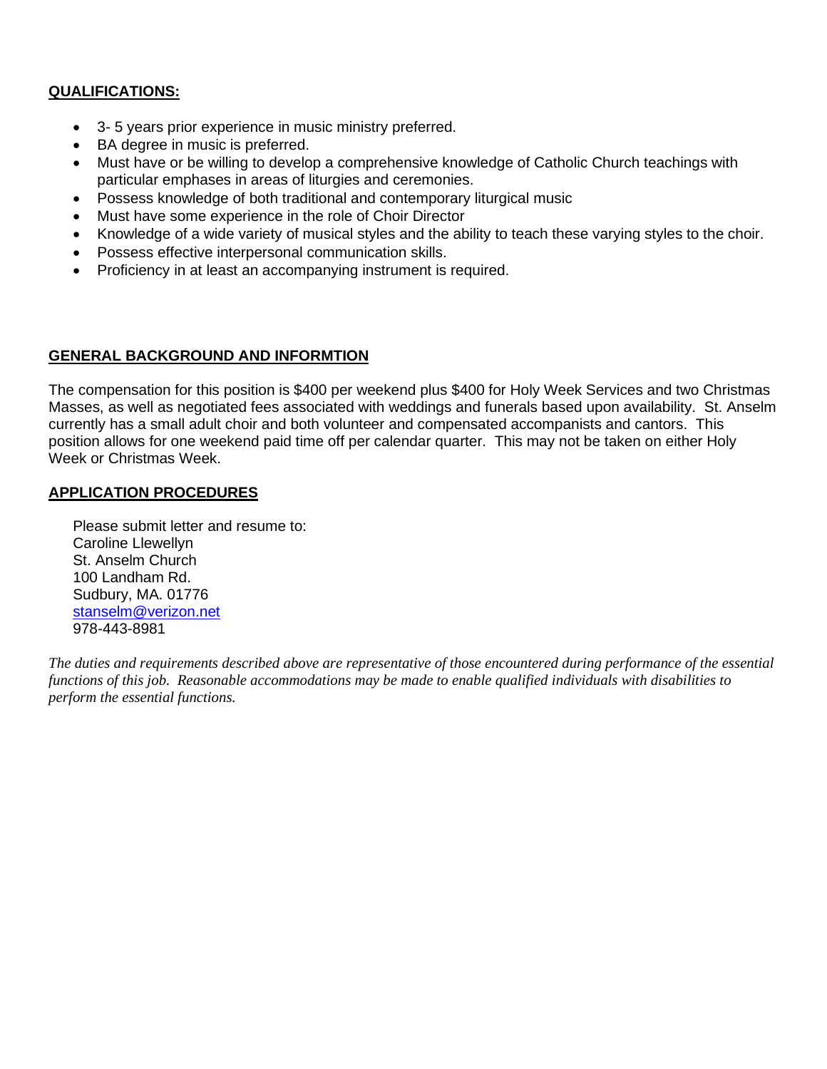**QUALIFICATIONS:**

- 3- 5 years prior experience in music ministry preferred.
- BA degree in music is preferred.
- Must have or be willing to develop a comprehensive knowledge of Catholic Church teachings with particular emphases in areas of liturgies and ceremonies.
- Possess knowledge of both traditional and contemporary liturgical music
- Must have some experience in the role of Choir Director
- Knowledge of a wide variety of musical styles and the ability to teach these varying styles to the choir.
- Possess effective interpersonal communication skills.
- Proficiency in at least an accompanying instrument is required.

**GENERAL BACKGROUND AND INFORMTION**

The compensation for this position is $400 per weekend plus $400 for Holy Week Services and two Christmas Masses, as well as negotiated fees associated with weddings and funerals based upon availability. St. Anselm currently has a small adult choir and both volunteer and compensated accompanists and cantors. This position allows for one weekend paid time off per calendar quarter. This may not be taken on either Holy Week or Christmas Week.

**APPLICATION PROCEDURES**

Please submit letter and resume to:
Caroline Llewellyn
St. Anselm Church
100 Landham Rd.
Sudbury, MA. 01776
stanselm@verizon.net
978-443-8981

*The duties and requirements described above are representative of those encountered during performance of the essential functions of this job. Reasonable accommodations may be made to enable qualified individuals with disabilities to perform the essential functions.*